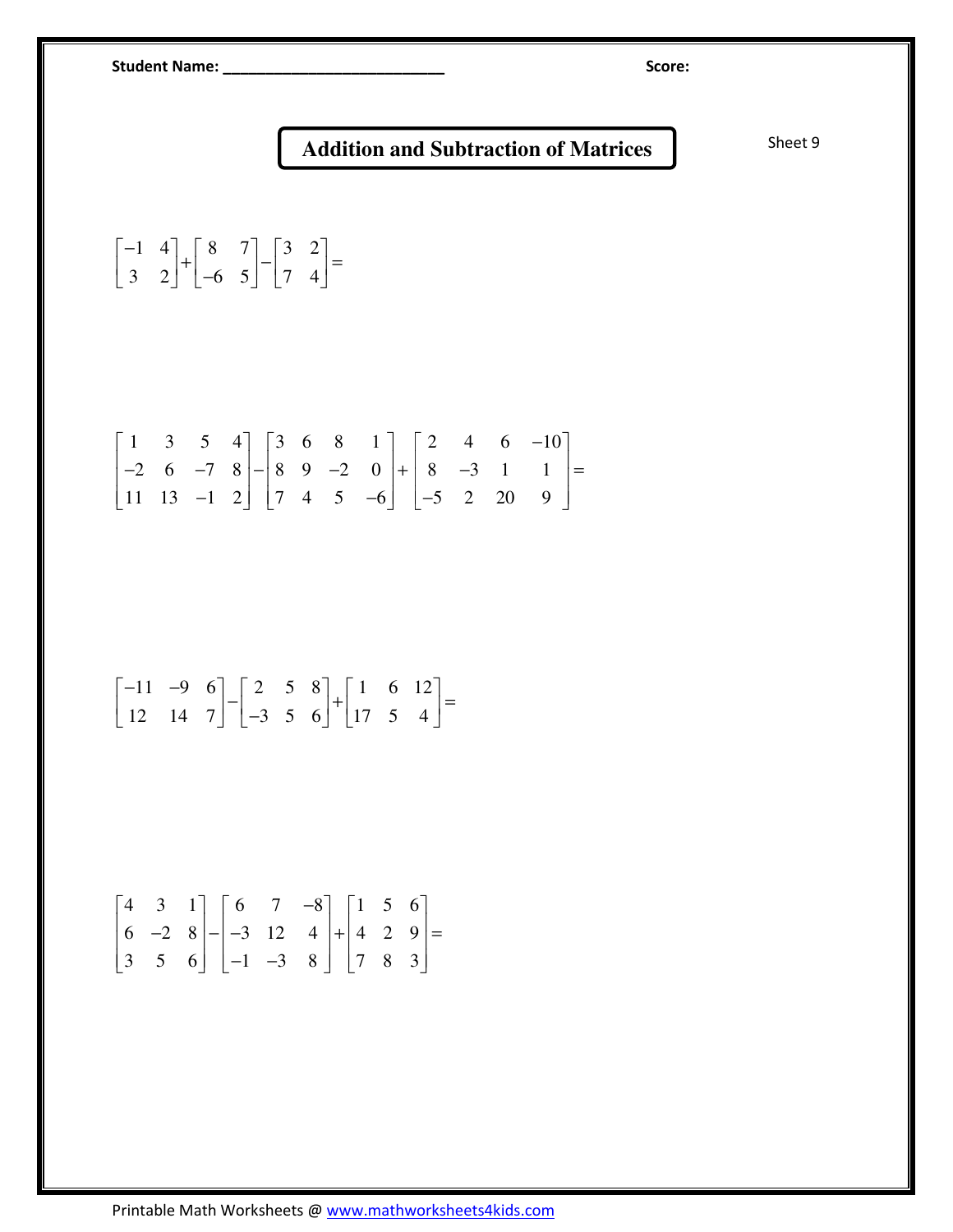Student Name: ___________________________ Score:

# Addition and Subtraction of Matrices

Sheet 9

$$\begin{bmatrix} -1 & 4 \\ 3 & 2 \end{bmatrix} + \begin{bmatrix} 8 & 7 \\ -6 & 5 \end{bmatrix} - \begin{bmatrix} 3 & 2 \\ 7 & 4 \end{bmatrix} =$$

$$\begin{bmatrix} 1 & 3 & 5 & 4 \\ -2 & 6 & -7 & 8 \\ 11 & 13 & -1 & 2 \end{bmatrix} - \begin{bmatrix} 3 & 6 & 8 & 1 \\ 8 & 9 & -2 & 0 \\ 7 & 4 & 5 & -6 \end{bmatrix} + \begin{bmatrix} 2 & 4 & 6 & -10 \\ 8 & -3 & 1 & 1 \\ -5 & 2 & 20 & 9 \end{bmatrix} =$$

$$\begin{bmatrix} -11 & -9 & 6 \\ 12 & 14 & 7 \end{bmatrix} - \begin{bmatrix} 2 & 5 & 8 \\ -3 & 5 & 6 \end{bmatrix} + \begin{bmatrix} 1 & 6 & 12 \\ 17 & 5 & 4 \end{bmatrix} =$$

$$\begin{bmatrix} 4 & 3 & 1 \\ 6 & -2 & 8 \\ 3 & 5 & 6 \end{bmatrix} - \begin{bmatrix} 6 & 7 & -8 \\ -3 & 12 & 4 \\ -1 & -3 & 8 \end{bmatrix} + \begin{bmatrix} 1 & 5 & 6 \\ 4 & 2 & 9 \\ 7 & 8 & 3 \end{bmatrix} =$$

Printable Math Worksheets @ www.mathworksheets4kids.com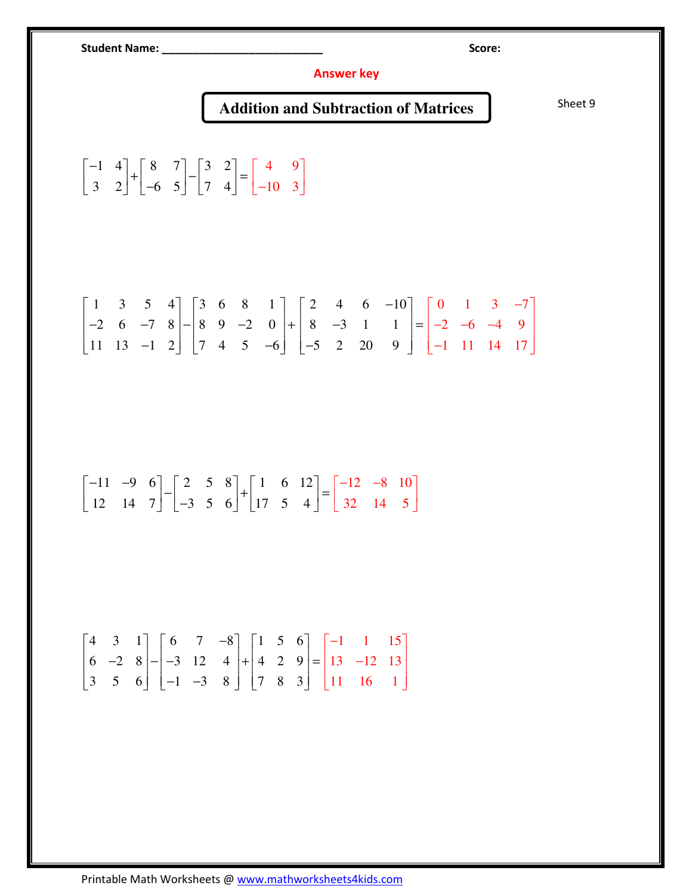Student Name: ___________________________ Score:

Answer key

## Addition and Subtraction of Matrices

Sheet 9

$$\begin{bmatrix} -1 & 4 \\ 3 & 2 \end{bmatrix} + \begin{bmatrix} 8 & 7 \\ -6 & 5 \end{bmatrix} - \begin{bmatrix} 3 & 2 \\ 7 & 4 \end{bmatrix} = \begin{bmatrix} 4 & 9 \\ -10 & 3 \end{bmatrix}$$

$$\begin{bmatrix} 1 & 3 & 5 & 4 \\ -2 & 6 & -7 & 8 \\ 11 & 13 & -1 & 2 \end{bmatrix} - \begin{bmatrix} 3 & 6 & 8 & 1 \\ 8 & 9 & -2 & 0 \\ 7 & 4 & 5 & -6 \end{bmatrix} + \begin{bmatrix} 2 & 4 & 6 & -10 \\ 8 & -3 & 1 & 1 \\ -5 & 2 & 20 & 9 \end{bmatrix} = \begin{bmatrix} 0 & 1 & 3 & -7 \\ -2 & -6 & -4 & 9 \\ -1 & 11 & 14 & 17 \end{bmatrix}$$

$$\begin{bmatrix} -11 & -9 & 6 \\ 12 & 14 & 7 \end{bmatrix} - \begin{bmatrix} 2 & 5 & 8 \\ -3 & 5 & 6 \end{bmatrix} + \begin{bmatrix} 1 & 6 & 12 \\ 17 & 5 & 4 \end{bmatrix} = \begin{bmatrix} -12 & -8 & 10 \\ 32 & 14 & 5 \end{bmatrix}$$

$$\begin{bmatrix} 4 & 3 & 1 \\ 6 & -2 & 8 \\ 3 & 5 & 6 \end{bmatrix} - \begin{bmatrix} 6 & 7 & -8 \\ -3 & 12 & 4 \\ -1 & -3 & 8 \end{bmatrix} + \begin{bmatrix} 1 & 5 & 6 \\ 4 & 2 & 9 \\ 7 & 8 & 3 \end{bmatrix} = \begin{bmatrix} -1 & 1 & 15 \\ 13 & -12 & 13 \\ 11 & 16 & 1 \end{bmatrix}$$

Printable Math Worksheets @ www.mathworksheets4kids.com